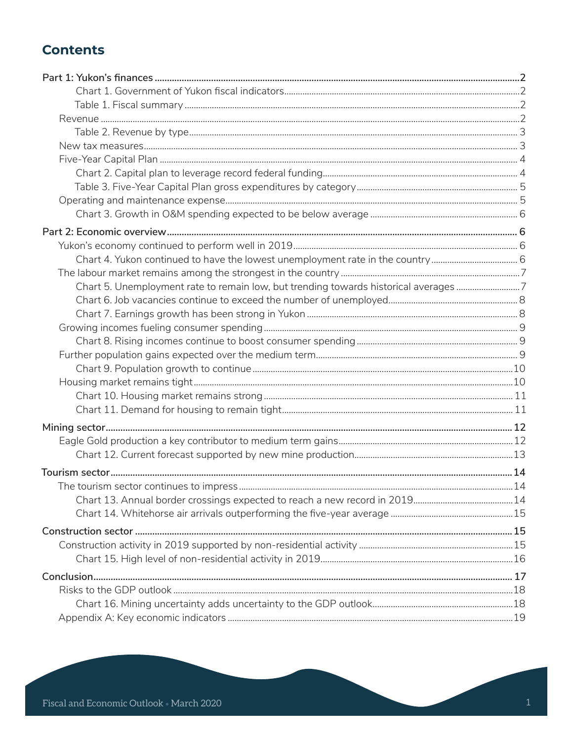# Contents

**Part 1: Yukon's finances** .......... **2**

- Chart 1. Government of Yukon fiscal indicators .......... 2
- Table 1. Fiscal summary .......... 2
- Revenue .......... 2
  - Table 2. Revenue by type .......... 3
- New tax measures .......... 3
- Five-Year Capital Plan .......... 4
  - Chart 2. Capital plan to leverage record federal funding .......... 4
  - Table 3. Five-Year Capital Plan gross expenditures by category .......... 5
- Operating and maintenance expense .......... 5
  - Chart 3. Growth in O&M spending expected to be below average .......... 6

**Part 2: Economic overview** .......... **6**

- Yukon's economy continued to perform well in 2019 .......... 6
  - Chart 4. Yukon continued to have the lowest unemployment rate in the country .......... 6
- The labour market remains among the strongest in the country .......... 7
  - Chart 5. Unemployment rate to remain low, but trending towards historical averages .......... 7
  - Chart 6. Job vacancies continue to exceed the number of unemployed .......... 8
  - Chart 7. Earnings growth has been strong in Yukon .......... 8
- Growing incomes fueling consumer spending .......... 9
  - Chart 8. Rising incomes continue to boost consumer spending .......... 9
- Further population gains expected over the medium term .......... 9
  - Chart 9. Population growth to continue .......... 10
- Housing market remains tight .......... 10
  - Chart 10. Housing market remains strong .......... 11
  - Chart 11. Demand for housing to remain tight .......... 11

**Mining sector** .......... **12**

- Eagle Gold production a key contributor to medium term gains .......... 12
  - Chart 12. Current forecast supported by new mine production .......... 13

**Tourism sector** .......... **14**

- The tourism sector continues to impress .......... 14
  - Chart 13. Annual border crossings expected to reach a new record in 2019 .......... 14
  - Chart 14. Whitehorse air arrivals outperforming the five-year average .......... 15

**Construction sector** .......... **15**

- Construction activity in 2019 supported by non-residential activity .......... 15
  - Chart 15. High level of non-residential activity in 2019 .......... 16

**Conclusion** .......... **17**

- Risks to the GDP outlook .......... 18
  - Chart 16. Mining uncertainty adds uncertainty to the GDP outlook .......... 18
- Appendix A: Key economic indicators .......... 19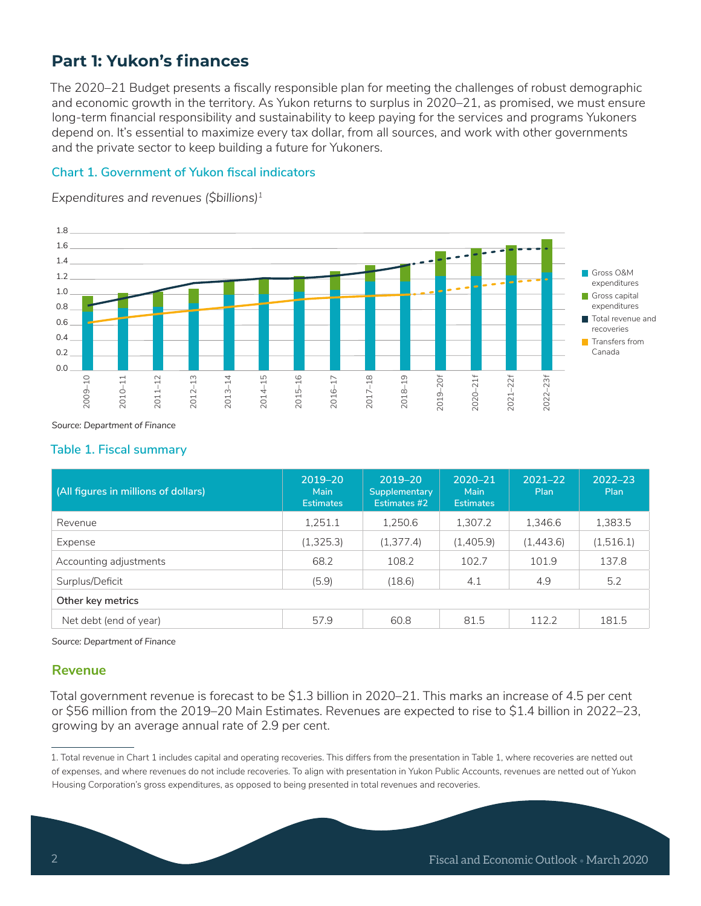# Part 1: Yukon's finances

The 2020–21 Budget presents a fiscally responsible plan for meeting the challenges of robust demographic and economic growth in the territory. As Yukon returns to surplus in 2020–21, as promised, we must ensure long-term financial responsibility and sustainability to keep paying for the services and programs Yukoners depend on. It's essential to maximize every tax dollar, from all sources, and work with other governments and the private sector to keep building a future for Yukoners.

### Chart 1. Government of Yukon fiscal indicators

*Expenditures and revenues ($billions)*[1]

Source: *Department of Finance*

### Table 1. Fiscal summary

| (All figures in millions of dollars) | 2019–20 Main Estimates | 2019–20 Supplementary Estimates #2 | 2020–21 Main Estimates | 2021–22 Plan | 2022–23 Plan |
|---|---|---|---|---|---|
| Revenue | 1,251.1 | 1,250.6 | 1,307.2 | 1,346.6 | 1,383.5 |
| Expense | (1,325.3) | (1,377.4) | (1,405.9) | (1,443.6) | (1,516.1) |
| Accounting adjustments | 68.2 | 108.2 | 102.7 | 101.9 | 137.8 |
| Surplus/Deficit | (5.9) | (18.6) | 4.1 | 4.9 | 5.2 |
| **Other key metrics** | | | | | |
| Net debt (end of year) | 57.9 | 60.8 | 81.5 | 112.2 | 181.5 |

Source: *Department of Finance*

## Revenue

Total government revenue is forecast to be $1.3 billion in 2020–21. This marks an increase of 4.5 per cent or $56 million from the 2019–20 Main Estimates. Revenues are expected to rise to $1.4 billion in 2022–23, growing by an average annual rate of 2.9 per cent.

---

1. Total revenue in Chart 1 includes capital and operating recoveries. This differs from the presentation in Table 1, where recoveries are netted out of expenses, and where revenues do not include recoveries. To align with presentation in Yukon Public Accounts, revenues are netted out of Yukon Housing Corporation's gross expenditures, as opposed to being presented in total revenues and recoveries.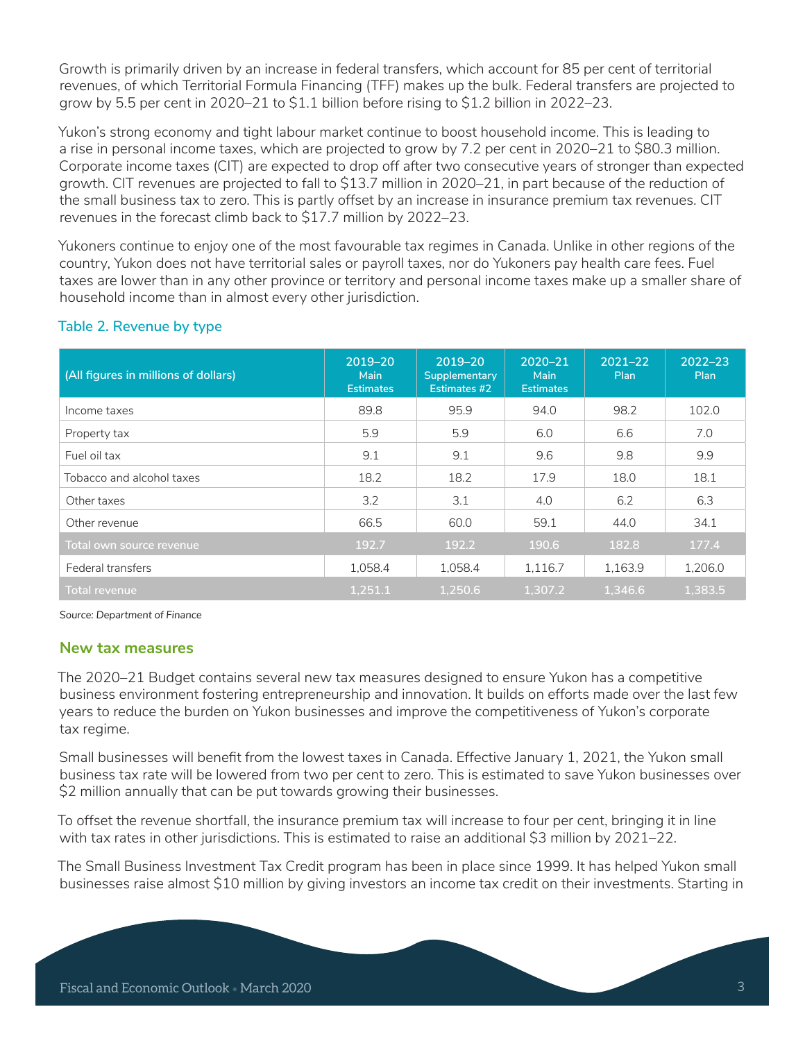Growth is primarily driven by an increase in federal transfers, which account for 85 per cent of territorial revenues, of which Territorial Formula Financing (TFF) makes up the bulk. Federal transfers are projected to grow by 5.5 per cent in 2020–21 to $1.1 billion before rising to $1.2 billion in 2022–23.

Yukon's strong economy and tight labour market continue to boost household income. This is leading to a rise in personal income taxes, which are projected to grow by 7.2 per cent in 2020–21 to $80.3 million. Corporate income taxes (CIT) are expected to drop off after two consecutive years of stronger than expected growth. CIT revenues are projected to fall to $13.7 million in 2020–21, in part because of the reduction of the small business tax to zero. This is partly offset by an increase in insurance premium tax revenues. CIT revenues in the forecast climb back to $17.7 million by 2022–23.

Yukoners continue to enjoy one of the most favourable tax regimes in Canada. Unlike in other regions of the country, Yukon does not have territorial sales or payroll taxes, nor do Yukoners pay health care fees. Fuel taxes are lower than in any other province or territory and personal income taxes make up a smaller share of household income than in almost every other jurisdiction.

### Table 2. Revenue by type

| (All figures in millions of dollars) | 2019–20 Main Estimates | 2019–20 Supplementary Estimates #2 | 2020–21 Main Estimates | 2021–22 Plan | 2022–23 Plan |
|---|---|---|---|---|---|
| Income taxes | 89.8 | 95.9 | 94.0 | 98.2 | 102.0 |
| Property tax | 5.9 | 5.9 | 6.0 | 6.6 | 7.0 |
| Fuel oil tax | 9.1 | 9.1 | 9.6 | 9.8 | 9.9 |
| Tobacco and alcohol taxes | 18.2 | 18.2 | 17.9 | 18.0 | 18.1 |
| Other taxes | 3.2 | 3.1 | 4.0 | 6.2 | 6.3 |
| Other revenue | 66.5 | 60.0 | 59.1 | 44.0 | 34.1 |
| Total own source revenue | 192.7 | 192.2 | 190.6 | 182.8 | 177.4 |
| Federal transfers | 1,058.4 | 1,058.4 | 1,116.7 | 1,163.9 | 1,206.0 |
| Total revenue | 1,251.1 | 1,250.6 | 1,307.2 | 1,346.6 | 1,383.5 |

Source: *Department of Finance*

## New tax measures

The 2020–21 Budget contains several new tax measures designed to ensure Yukon has a competitive business environment fostering entrepreneurship and innovation. It builds on efforts made over the last few years to reduce the burden on Yukon businesses and improve the competitiveness of Yukon's corporate tax regime.

Small businesses will benefit from the lowest taxes in Canada. Effective January 1, 2021, the Yukon small business tax rate will be lowered from two per cent to zero. This is estimated to save Yukon businesses over $2 million annually that can be put towards growing their businesses.

To offset the revenue shortfall, the insurance premium tax will increase to four per cent, bringing it in line with tax rates in other jurisdictions. This is estimated to raise an additional $3 million by 2021–22.

The Small Business Investment Tax Credit program has been in place since 1999. It has helped Yukon small businesses raise almost $10 million by giving investors an income tax credit on their investments. Starting in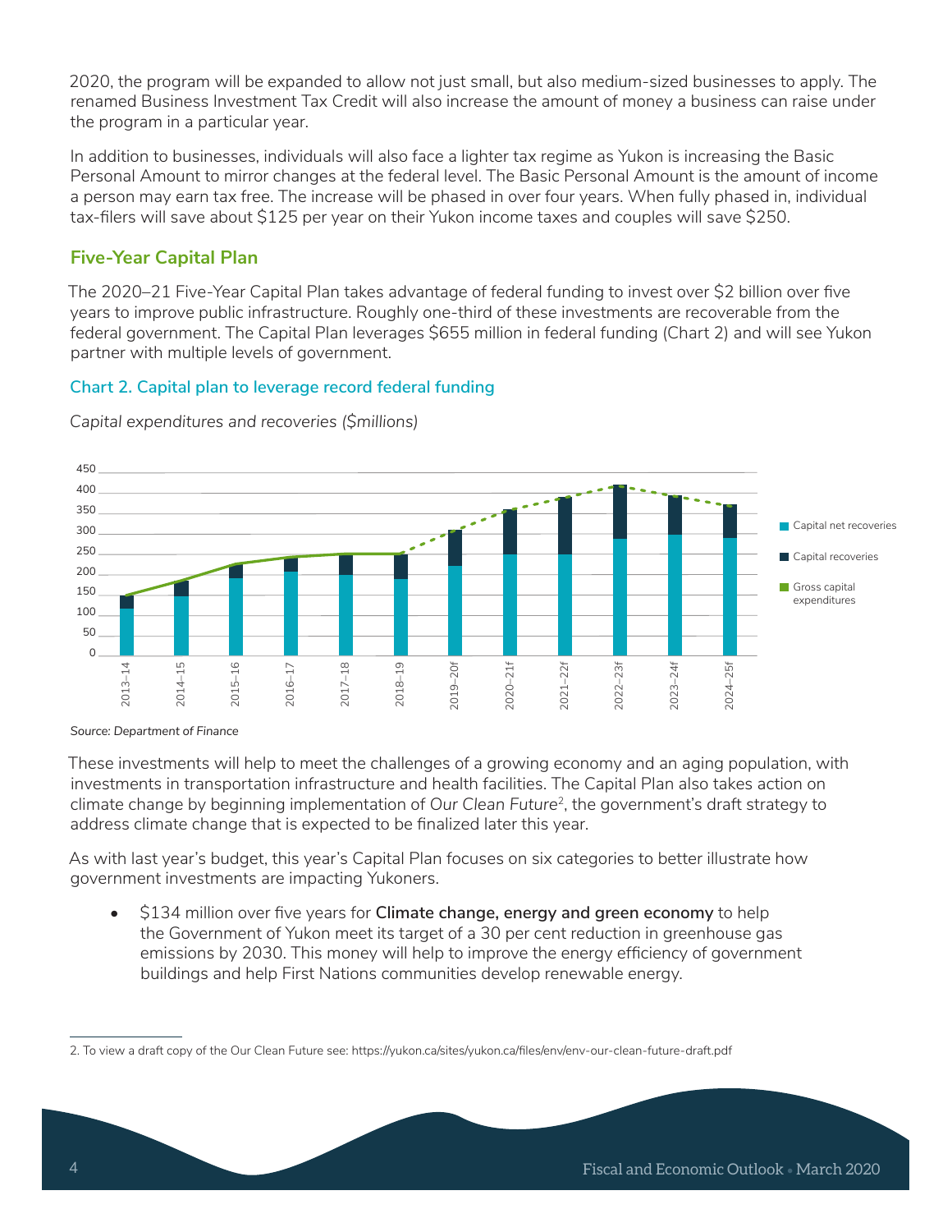2020, the program will be expanded to allow not just small, but also medium-sized businesses to apply. The renamed Business Investment Tax Credit will also increase the amount of money a business can raise under the program in a particular year.

In addition to businesses, individuals will also face a lighter tax regime as Yukon is increasing the Basic Personal Amount to mirror changes at the federal level. The Basic Personal Amount is the amount of income a person may earn tax free. The increase will be phased in over four years. When fully phased in, individual tax-filers will save about $125 per year on their Yukon income taxes and couples will save $250.

## Five-Year Capital Plan

The 2020–21 Five-Year Capital Plan takes advantage of federal funding to invest over $2 billion over five years to improve public infrastructure. Roughly one-third of these investments are recoverable from the federal government. The Capital Plan leverages $655 million in federal funding (Chart 2) and will see Yukon partner with multiple levels of government.

### Chart 2. Capital plan to leverage record federal funding

*Capital expenditures and recoveries ($millions)*

*Source: Department of Finance*

These investments will help to meet the challenges of a growing economy and an aging population, with investments in transportation infrastructure and health facilities. The Capital Plan also takes action on climate change by beginning implementation of *Our Clean Future*[2], the government's draft strategy to address climate change that is expected to be finalized later this year.

As with last year's budget, this year's Capital Plan focuses on six categories to better illustrate how government investments are impacting Yukoners.

- $134 million over five years for **Climate change, energy and green economy** to help the Government of Yukon meet its target of a 30 per cent reduction in greenhouse gas emissions by 2030. This money will help to improve the energy efficiency of government buildings and help First Nations communities develop renewable energy.

2. To view a draft copy of the Our Clean Future see: https://yukon.ca/sites/yukon.ca/files/env/env-our-clean-future-draft.pdf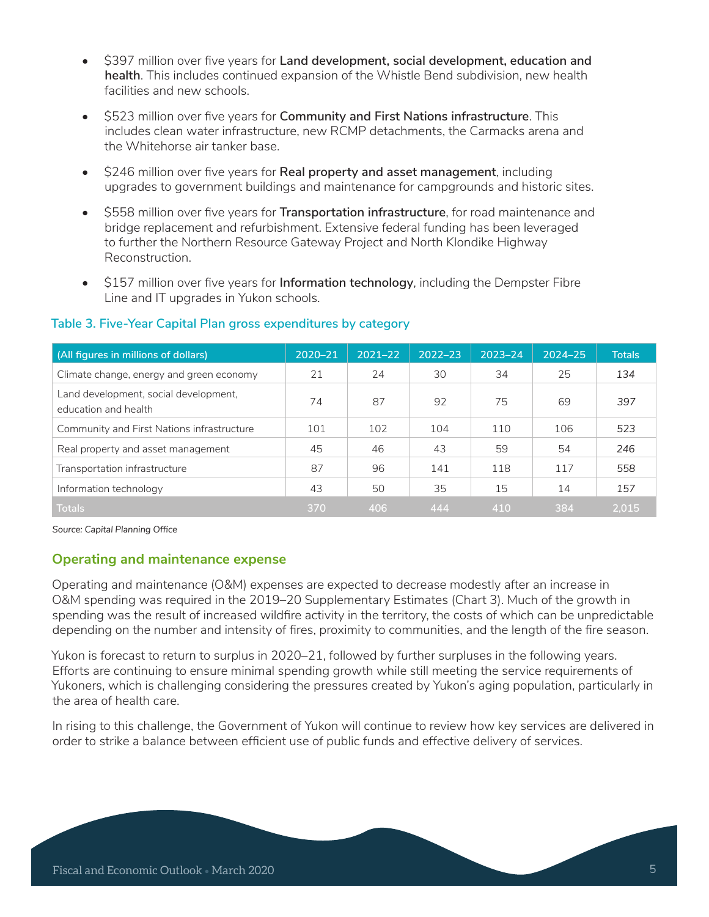- $397 million over five years for **Land development, social development, education and health**. This includes continued expansion of the Whistle Bend subdivision, new health facilities and new schools.
- $523 million over five years for **Community and First Nations infrastructure**. This includes clean water infrastructure, new RCMP detachments, the Carmacks arena and the Whitehorse air tanker base.
- $246 million over five years for **Real property and asset management**, including upgrades to government buildings and maintenance for campgrounds and historic sites.
- $558 million over five years for **Transportation infrastructure**, for road maintenance and bridge replacement and refurbishment. Extensive federal funding has been leveraged to further the Northern Resource Gateway Project and North Klondike Highway Reconstruction.
- $157 million over five years for **Information technology**, including the Dempster Fibre Line and IT upgrades in Yukon schools.

### Table 3. Five-Year Capital Plan gross expenditures by category

| (All figures in millions of dollars) | 2020–21 | 2021–22 | 2022–23 | 2023–24 | 2024–25 | Totals |
|---|---|---|---|---|---|---|
| Climate change, energy and green economy | 21 | 24 | 30 | 34 | 25 | 134 |
| Land development, social development, education and health | 74 | 87 | 92 | 75 | 69 | 397 |
| Community and First Nations infrastructure | 101 | 102 | 104 | 110 | 106 | 523 |
| Real property and asset management | 45 | 46 | 43 | 59 | 54 | 246 |
| Transportation infrastructure | 87 | 96 | 141 | 118 | 117 | 558 |
| Information technology | 43 | 50 | 35 | 15 | 14 | 157 |
| Totals | 370 | 406 | 444 | 410 | 384 | 2,015 |

*Source: Capital Planning Office*

## Operating and maintenance expense

Operating and maintenance (O&M) expenses are expected to decrease modestly after an increase in O&M spending was required in the 2019–20 Supplementary Estimates (Chart 3). Much of the growth in spending was the result of increased wildfire activity in the territory, the costs of which can be unpredictable depending on the number and intensity of fires, proximity to communities, and the length of the fire season.

Yukon is forecast to return to surplus in 2020–21, followed by further surpluses in the following years. Efforts are continuing to ensure minimal spending growth while still meeting the service requirements of Yukoners, which is challenging considering the pressures created by Yukon's aging population, particularly in the area of health care.

In rising to this challenge, the Government of Yukon will continue to review how key services are delivered in order to strike a balance between efficient use of public funds and effective delivery of services.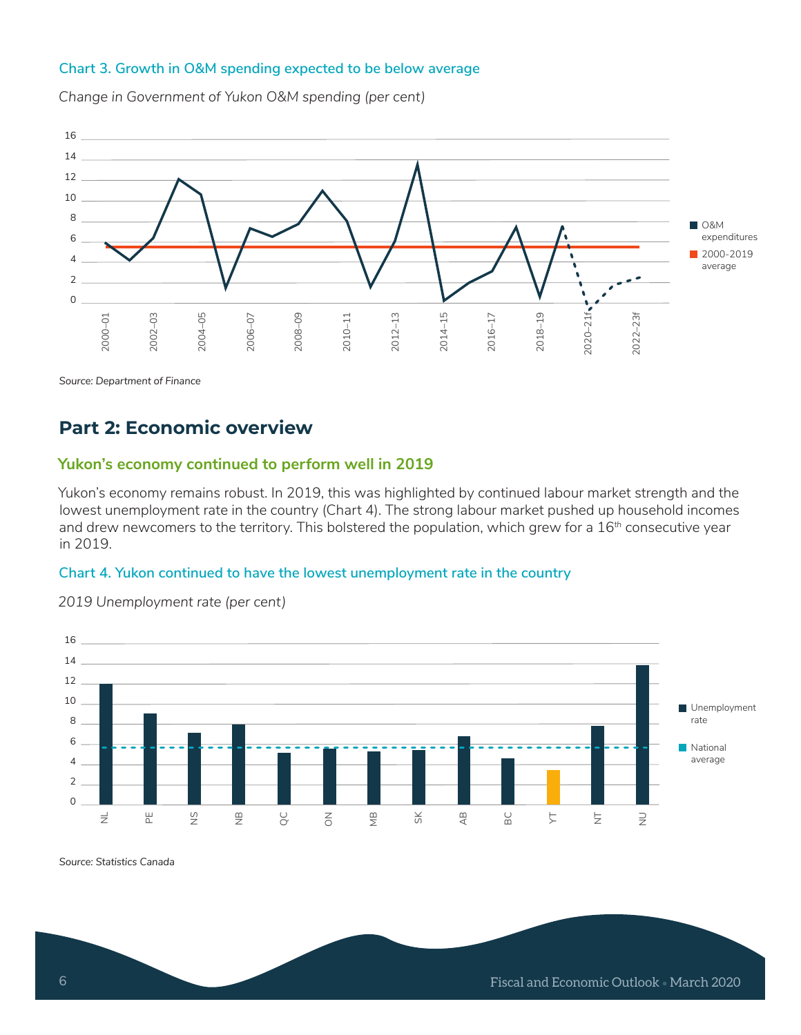#### Chart 3. Growth in O&M spending expected to be below average

*Change in Government of Yukon O&M spending (per cent)*

*Source: Department of Finance*

## Part 2: Economic overview

### Yukon's economy continued to perform well in 2019

Yukon's economy remains robust. In 2019, this was highlighted by continued labour market strength and the lowest unemployment rate in the country (Chart 4). The strong labour market pushed up household incomes and drew newcomers to the territory. This bolstered the population, which grew for a 16th consecutive year in 2019.

#### Chart 4. Yukon continued to have the lowest unemployment rate in the country

*2019 Unemployment rate (per cent)*

*Source: Statistics Canada*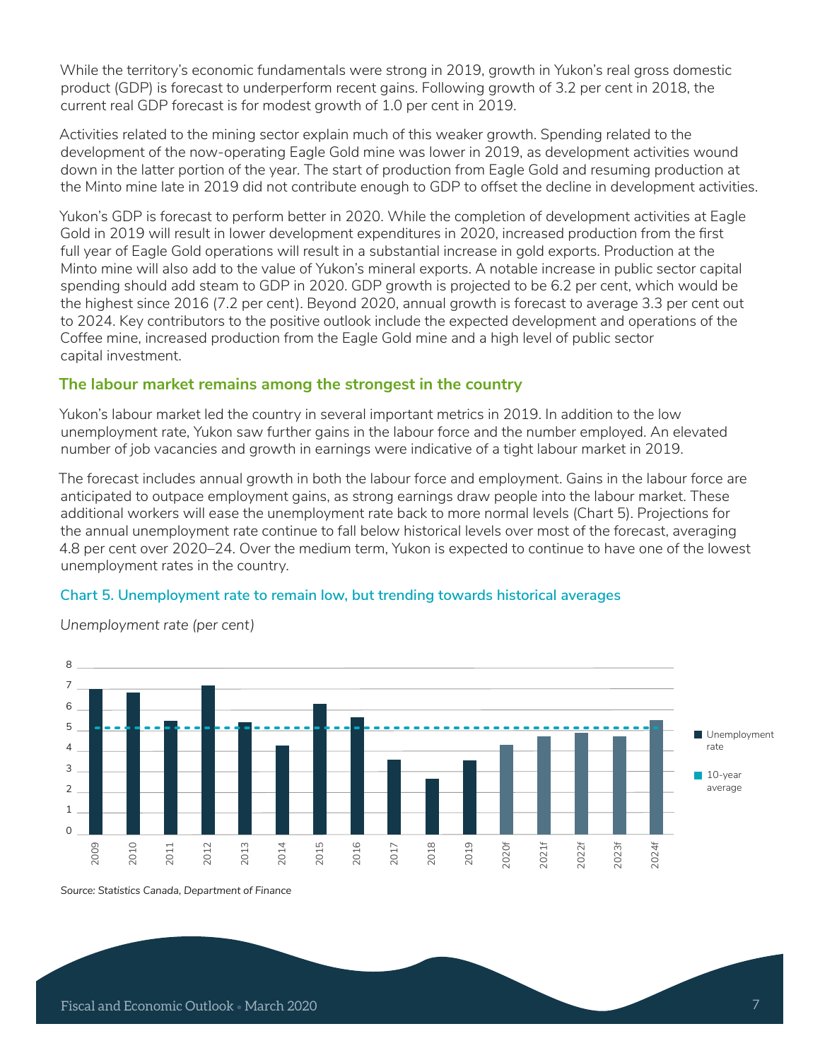While the territory's economic fundamentals were strong in 2019, growth in Yukon's real gross domestic product (GDP) is forecast to underperform recent gains. Following growth of 3.2 per cent in 2018, the current real GDP forecast is for modest growth of 1.0 per cent in 2019.

Activities related to the mining sector explain much of this weaker growth. Spending related to the development of the now-operating Eagle Gold mine was lower in 2019, as development activities wound down in the latter portion of the year. The start of production from Eagle Gold and resuming production at the Minto mine late in 2019 did not contribute enough to GDP to offset the decline in development activities.

Yukon's GDP is forecast to perform better in 2020. While the completion of development activities at Eagle Gold in 2019 will result in lower development expenditures in 2020, increased production from the first full year of Eagle Gold operations will result in a substantial increase in gold exports. Production at the Minto mine will also add to the value of Yukon's mineral exports. A notable increase in public sector capital spending should add steam to GDP in 2020. GDP growth is projected to be 6.2 per cent, which would be the highest since 2016 (7.2 per cent). Beyond 2020, annual growth is forecast to average 3.3 per cent out to 2024. Key contributors to the positive outlook include the expected development and operations of the Coffee mine, increased production from the Eagle Gold mine and a high level of public sector capital investment.

## The labour market remains among the strongest in the country

Yukon's labour market led the country in several important metrics in 2019. In addition to the low unemployment rate, Yukon saw further gains in the labour force and the number employed. An elevated number of job vacancies and growth in earnings were indicative of a tight labour market in 2019.

The forecast includes annual growth in both the labour force and employment. Gains in the labour force are anticipated to outpace employment gains, as strong earnings draw people into the labour market. These additional workers will ease the unemployment rate back to more normal levels (Chart 5). Projections for the annual unemployment rate continue to fall below historical levels over most of the forecast, averaging 4.8 per cent over 2020–24. Over the medium term, Yukon is expected to continue to have one of the lowest unemployment rates in the country.

### Chart 5. Unemployment rate to remain low, but trending towards historical averages

*Unemployment rate (per cent)*

*Source: Statistics Canada, Department of Finance*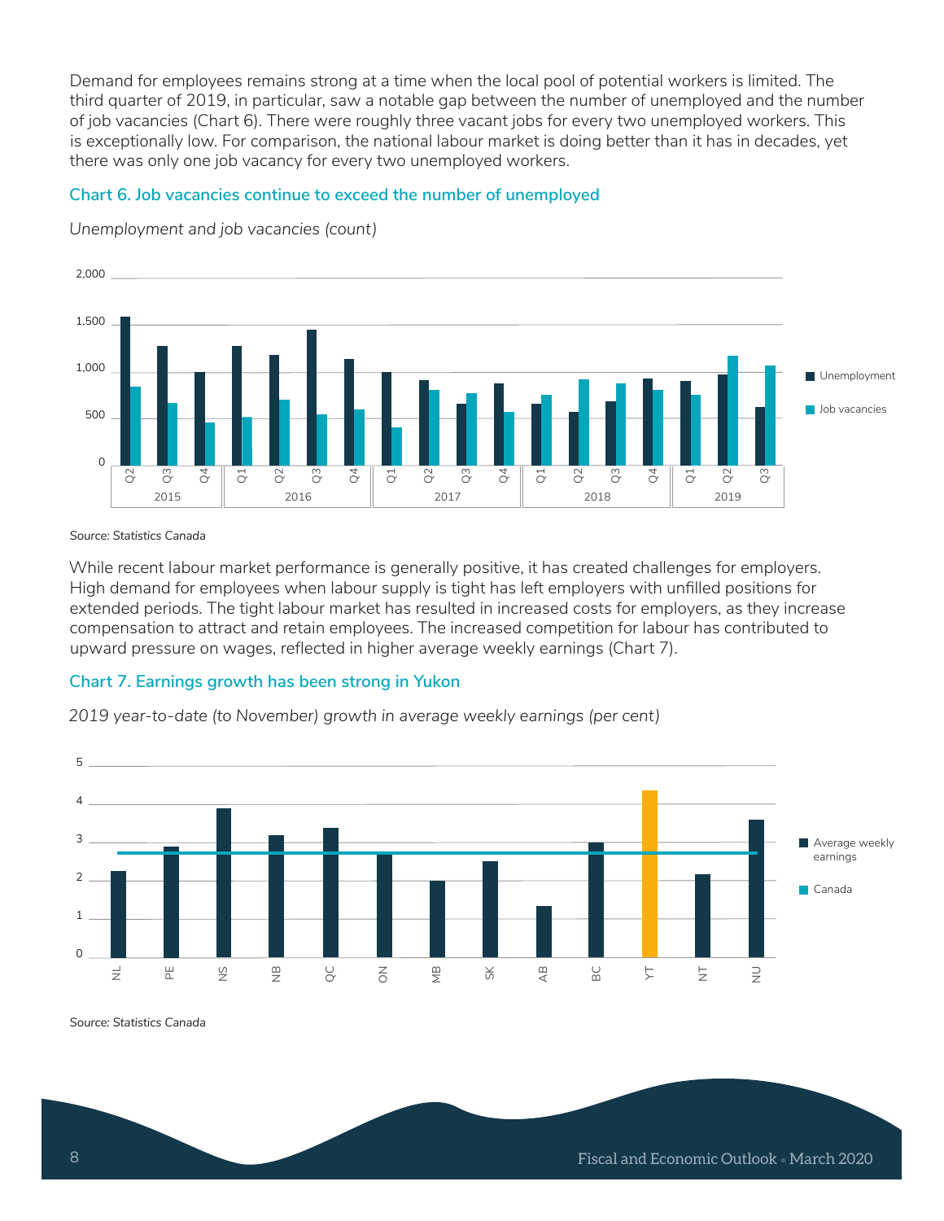Demand for employees remains strong at a time when the local pool of potential workers is limited. The third quarter of 2019, in particular, saw a notable gap between the number of unemployed and the number of job vacancies (Chart 6). There were roughly three vacant jobs for every two unemployed workers. This is exceptionally low. For comparison, the national labour market is doing better than it has in decades, yet there was only one job vacancy for every two unemployed workers.

### Chart 6. Job vacancies continue to exceed the number of unemployed

*Unemployment and job vacancies (count)*

*Source: Statistics Canada*

While recent labour market performance is generally positive, it has created challenges for employers. High demand for employees when labour supply is tight has left employers with unfilled positions for extended periods. The tight labour market has resulted in increased costs for employers, as they increase compensation to attract and retain employees. The increased competition for labour has contributed to upward pressure on wages, reflected in higher average weekly earnings (Chart 7).

### Chart 7. Earnings growth has been strong in Yukon

*2019 year-to-date (to November) growth in average weekly earnings (per cent)*

*Source: Statistics Canada*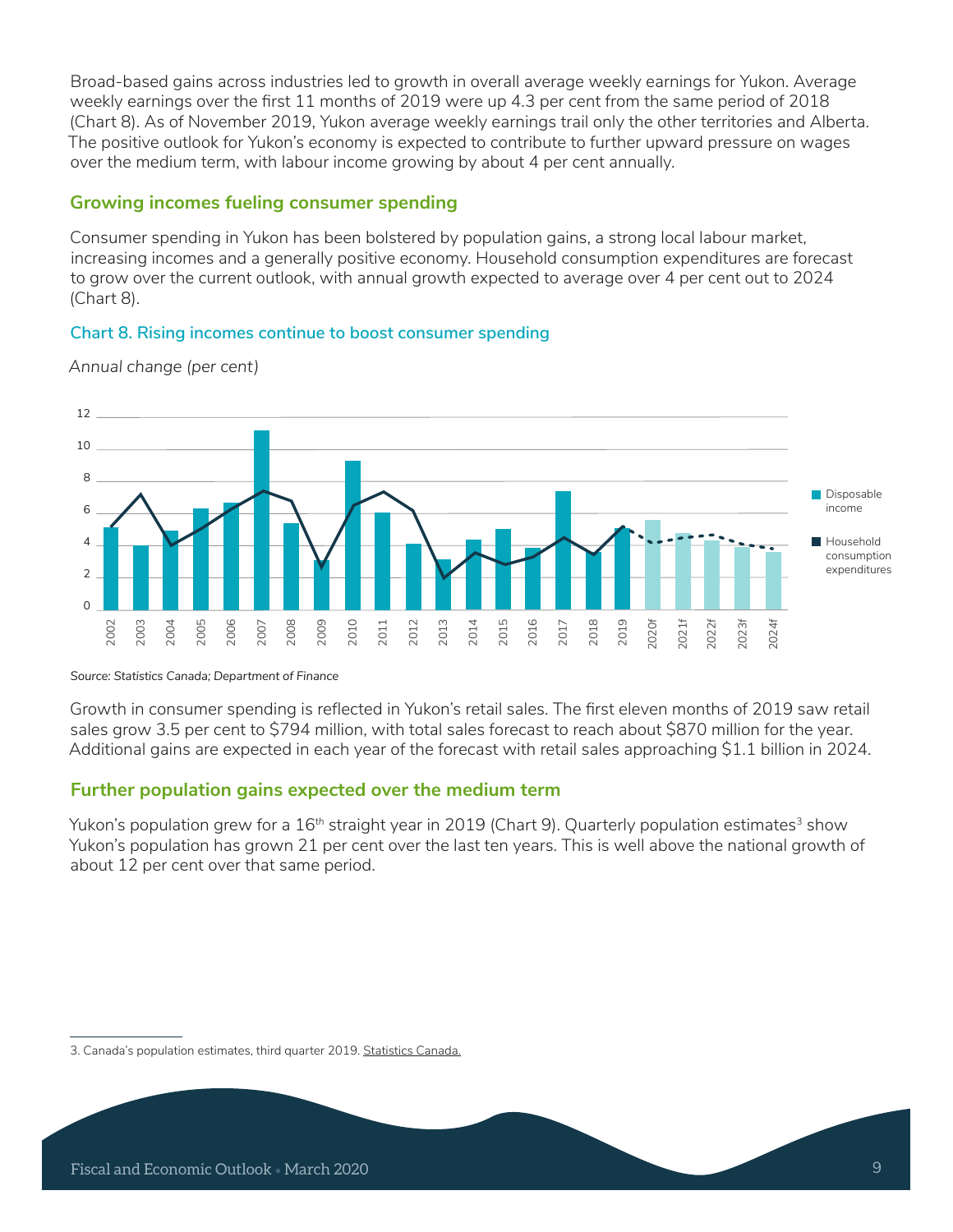Broad-based gains across industries led to growth in overall average weekly earnings for Yukon. Average weekly earnings over the first 11 months of 2019 were up 4.3 per cent from the same period of 2018 (Chart 8). As of November 2019, Yukon average weekly earnings trail only the other territories and Alberta. The positive outlook for Yukon's economy is expected to contribute to further upward pressure on wages over the medium term, with labour income growing by about 4 per cent annually.

## Growing incomes fueling consumer spending

Consumer spending in Yukon has been bolstered by population gains, a strong local labour market, increasing incomes and a generally positive economy. Household consumption expenditures are forecast to grow over the current outlook, with annual growth expected to average over 4 per cent out to 2024 (Chart 8).

### Chart 8. Rising incomes continue to boost consumer spending

*Annual change (per cent)*

*Source: Statistics Canada; Department of Finance*

Growth in consumer spending is reflected in Yukon's retail sales. The first eleven months of 2019 saw retail sales grow 3.5 per cent to $794 million, with total sales forecast to reach about $870 million for the year. Additional gains are expected in each year of the forecast with retail sales approaching $1.1 billion in 2024.

## Further population gains expected over the medium term

Yukon's population grew for a 16th straight year in 2019 (Chart 9). Quarterly population estimates[3] show Yukon's population has grown 21 per cent over the last ten years. This is well above the national growth of about 12 per cent over that same period.

---

3. Canada's population estimates, third quarter 2019. Statistics Canada.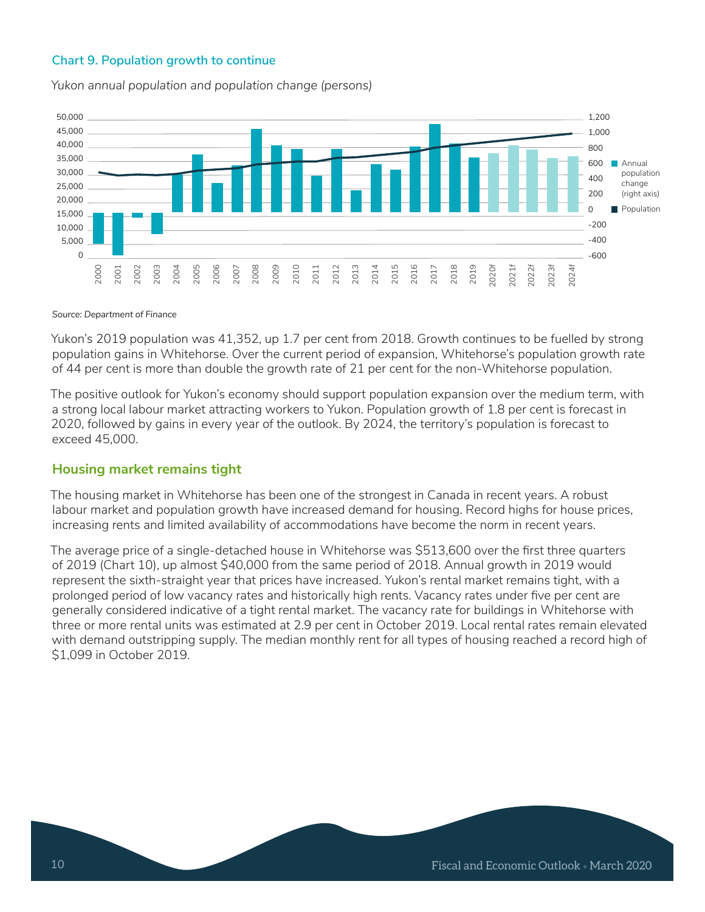**Chart 9. Population growth to continue**

*Yukon annual population and population change (persons)*

*Source: Department of Finance*

Yukon's 2019 population was 41,352, up 1.7 per cent from 2018. Growth continues to be fuelled by strong population gains in Whitehorse. Over the current period of expansion, Whitehorse's population growth rate of 44 per cent is more than double the growth rate of 21 per cent for the non-Whitehorse population.

The positive outlook for Yukon's economy should support population expansion over the medium term, with a strong local labour market attracting workers to Yukon. Population growth of 1.8 per cent is forecast in 2020, followed by gains in every year of the outlook. By 2024, the territory's population is forecast to exceed 45,000.

## Housing market remains tight

The housing market in Whitehorse has been one of the strongest in Canada in recent years. A robust labour market and population growth have increased demand for housing. Record highs for house prices, increasing rents and limited availability of accommodations have become the norm in recent years.

The average price of a single-detached house in Whitehorse was $513,600 over the first three quarters of 2019 (Chart 10), up almost $40,000 from the same period of 2018. Annual growth in 2019 would represent the sixth-straight year that prices have increased. Yukon's rental market remains tight, with a prolonged period of low vacancy rates and historically high rents. Vacancy rates under five per cent are generally considered indicative of a tight rental market. The vacancy rate for buildings in Whitehorse with three or more rental units was estimated at 2.9 per cent in October 2019. Local rental rates remain elevated with demand outstripping supply. The median monthly rent for all types of housing reached a record high of $1,099 in October 2019.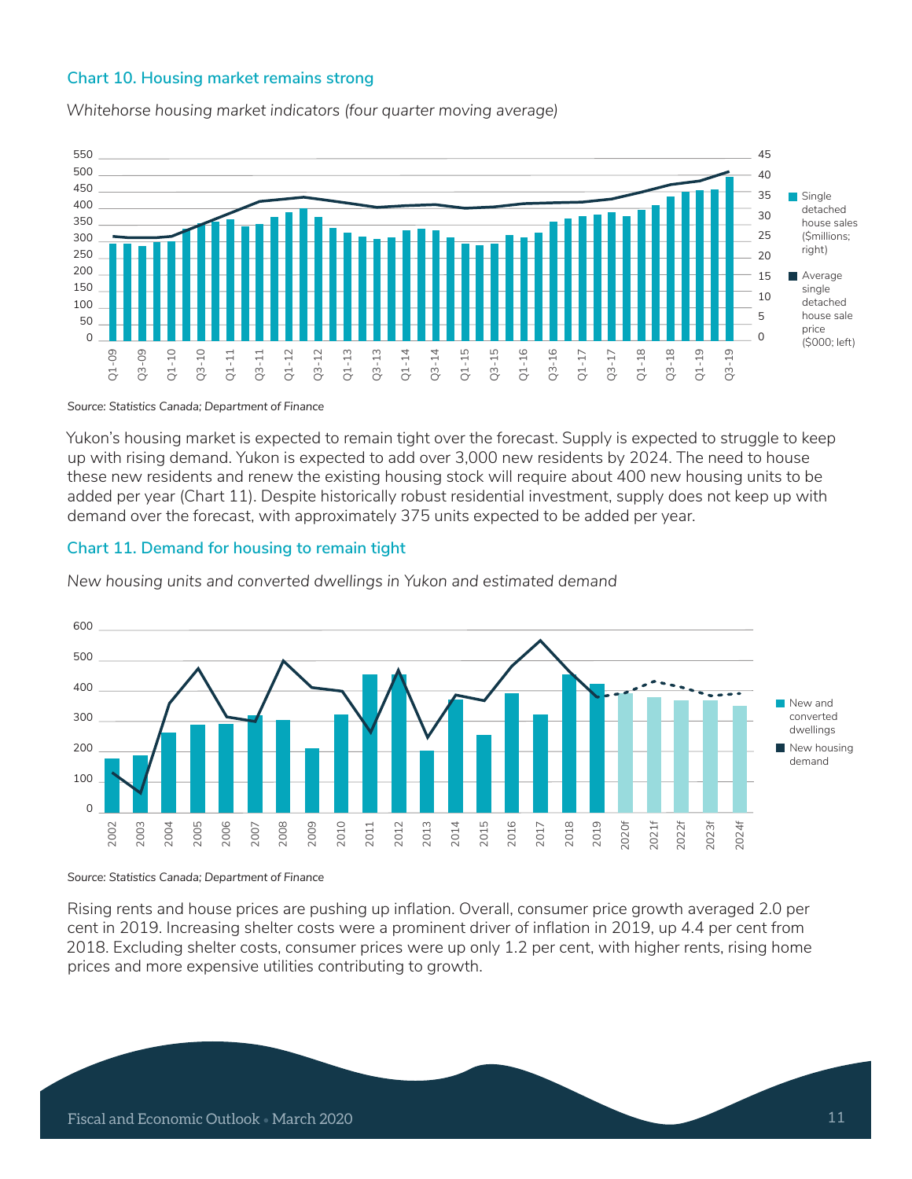### Chart 10. Housing market remains strong

*Whitehorse housing market indicators (four quarter moving average)*

Source: Statistics Canada; Department of Finance

Yukon's housing market is expected to remain tight over the forecast. Supply is expected to struggle to keep up with rising demand. Yukon is expected to add over 3,000 new residents by 2024. The need to house these new residents and renew the existing housing stock will require about 400 new housing units to be added per year (Chart 11). Despite historically robust residential investment, supply does not keep up with demand over the forecast, with approximately 375 units expected to be added per year.

### Chart 11. Demand for housing to remain tight

*New housing units and converted dwellings in Yukon and estimated demand*

Source: Statistics Canada; Department of Finance

Rising rents and house prices are pushing up inflation. Overall, consumer price growth averaged 2.0 per cent in 2019. Increasing shelter costs were a prominent driver of inflation in 2019, up 4.4 per cent from 2018. Excluding shelter costs, consumer prices were up only 1.2 per cent, with higher rents, rising home prices and more expensive utilities contributing to growth.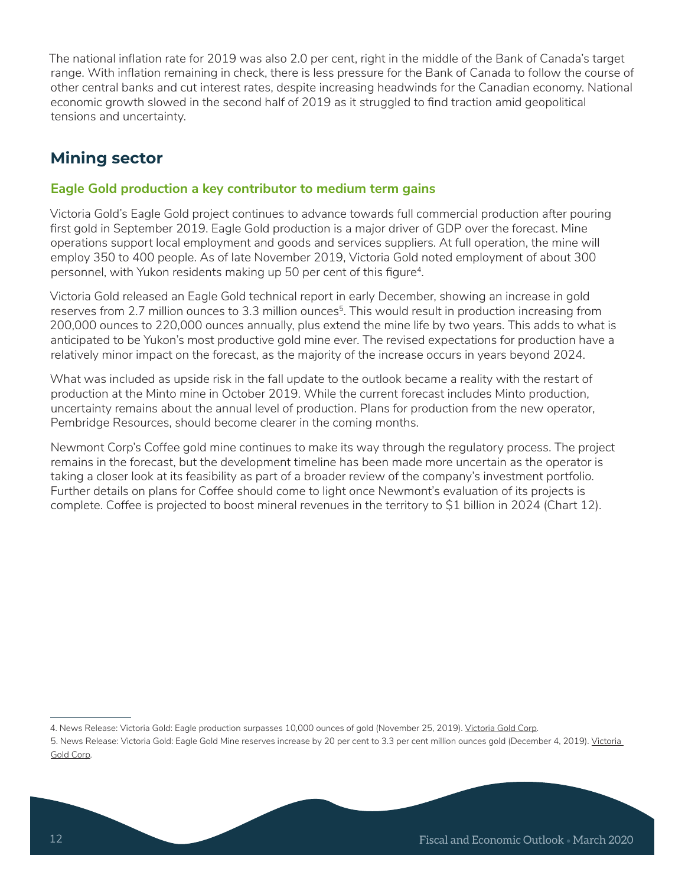The national inflation rate for 2019 was also 2.0 per cent, right in the middle of the Bank of Canada's target range. With inflation remaining in check, there is less pressure for the Bank of Canada to follow the course of other central banks and cut interest rates, despite increasing headwinds for the Canadian economy. National economic growth slowed in the second half of 2019 as it struggled to find traction amid geopolitical tensions and uncertainty.

## Mining sector

### Eagle Gold production a key contributor to medium term gains

Victoria Gold's Eagle Gold project continues to advance towards full commercial production after pouring first gold in September 2019. Eagle Gold production is a major driver of GDP over the forecast. Mine operations support local employment and goods and services suppliers. At full operation, the mine will employ 350 to 400 people. As of late November 2019, Victoria Gold noted employment of about 300 personnel, with Yukon residents making up 50 per cent of this figure[4].

Victoria Gold released an Eagle Gold technical report in early December, showing an increase in gold reserves from 2.7 million ounces to 3.3 million ounces[5]. This would result in production increasing from 200,000 ounces to 220,000 ounces annually, plus extend the mine life by two years. This adds to what is anticipated to be Yukon's most productive gold mine ever. The revised expectations for production have a relatively minor impact on the forecast, as the majority of the increase occurs in years beyond 2024.

What was included as upside risk in the fall update to the outlook became a reality with the restart of production at the Minto mine in October 2019. While the current forecast includes Minto production, uncertainty remains about the annual level of production. Plans for production from the new operator, Pembridge Resources, should become clearer in the coming months.

Newmont Corp's Coffee gold mine continues to make its way through the regulatory process. The project remains in the forecast, but the development timeline has been made more uncertain as the operator is taking a closer look at its feasibility as part of a broader review of the company's investment portfolio. Further details on plans for Coffee should come to light once Newmont's evaluation of its projects is complete. Coffee is projected to boost mineral revenues in the territory to $1 billion in 2024 (Chart 12).

---

4. News Release: Victoria Gold: Eagle production surpasses 10,000 ounces of gold (November 25, 2019). Victoria Gold Corp.

5. News Release: Victoria Gold: Eagle Gold Mine reserves increase by 20 per cent to 3.3 per cent million ounces gold (December 4, 2019). Victoria Gold Corp.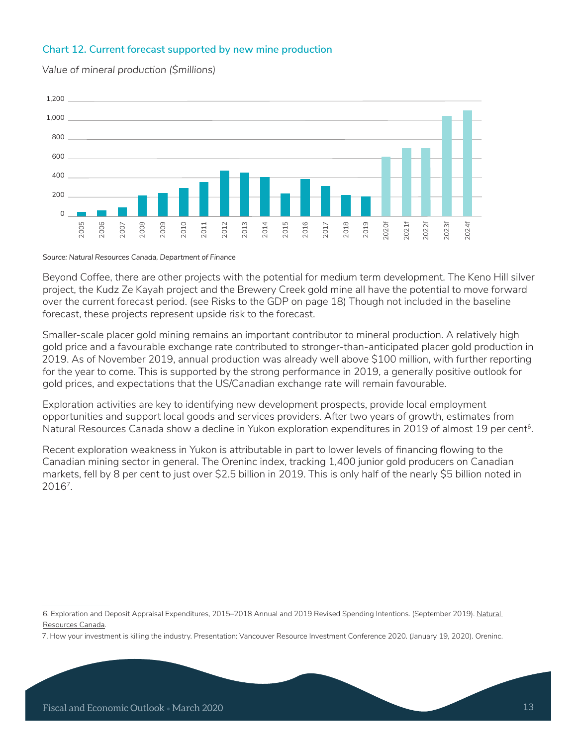**Chart 12. Current forecast supported by new mine production**

*Value of mineral production ($millions)*

*Source: Natural Resources Canada, Department of Finance*

Beyond Coffee, there are other projects with the potential for medium term development. The Keno Hill silver project, the Kudz Ze Kayah project and the Brewery Creek gold mine all have the potential to move forward over the current forecast period. (see Risks to the GDP on page 18) Though not included in the baseline forecast, these projects represent upside risk to the forecast.

Smaller-scale placer gold mining remains an important contributor to mineral production. A relatively high gold price and a favourable exchange rate contributed to stronger-than-anticipated placer gold production in 2019. As of November 2019, annual production was already well above $100 million, with further reporting for the year to come. This is supported by the strong performance in 2019, a generally positive outlook for gold prices, and expectations that the US/Canadian exchange rate will remain favourable.

Exploration activities are key to identifying new development prospects, provide local employment opportunities and support local goods and services providers. After two years of growth, estimates from Natural Resources Canada show a decline in Yukon exploration expenditures in 2019 of almost 19 per cent[6].

Recent exploration weakness in Yukon is attributable in part to lower levels of financing flowing to the Canadian mining sector in general. The Oreninc index, tracking 1,400 junior gold producers on Canadian markets, fell by 8 per cent to just over $2.5 billion in 2019. This is only half of the nearly $5 billion noted in 2016[7].

---

6. Exploration and Deposit Appraisal Expenditures, 2015–2018 Annual and 2019 Revised Spending Intentions. (September 2019). Natural Resources Canada.

7. How your investment is killing the industry. Presentation: Vancouver Resource Investment Conference 2020. (January 19, 2020). Oreninc.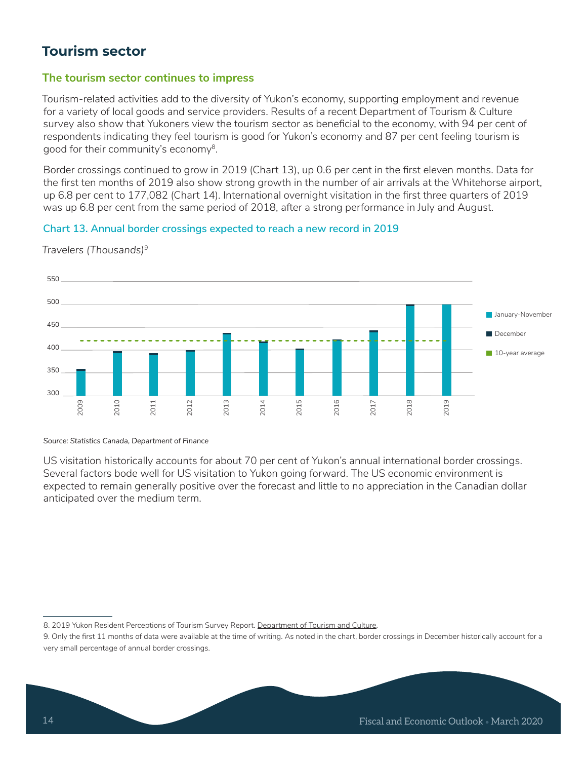## Tourism sector

### The tourism sector continues to impress

Tourism-related activities add to the diversity of Yukon's economy, supporting employment and revenue for a variety of local goods and service providers. Results of a recent Department of Tourism & Culture survey also show that Yukoners view the tourism sector as beneficial to the economy, with 94 per cent of respondents indicating they feel tourism is good for Yukon's economy and 87 per cent feeling tourism is good for their community's economy[8].

Border crossings continued to grow in 2019 (Chart 13), up 0.6 per cent in the first eleven months. Data for the first ten months of 2019 also show strong growth in the number of air arrivals at the Whitehorse airport, up 6.8 per cent to 177,082 (Chart 14). International overnight visitation in the first three quarters of 2019 was up 6.8 per cent from the same period of 2018, after a strong performance in July and August.

**Chart 13. Annual border crossings expected to reach a new record in 2019**

*Travelers (Thousands)*[9]

*Source: Statistics Canada, Department of Finance*

US visitation historically accounts for about 70 per cent of Yukon's annual international border crossings. Several factors bode well for US visitation to Yukon going forward. The US economic environment is expected to remain generally positive over the forecast and little to no appreciation in the Canadian dollar anticipated over the medium term.

---

8. 2019 Yukon Resident Perceptions of Tourism Survey Report. Department of Tourism and Culture.

9. Only the first 11 months of data were available at the time of writing. As noted in the chart, border crossings in December historically account for a very small percentage of annual border crossings.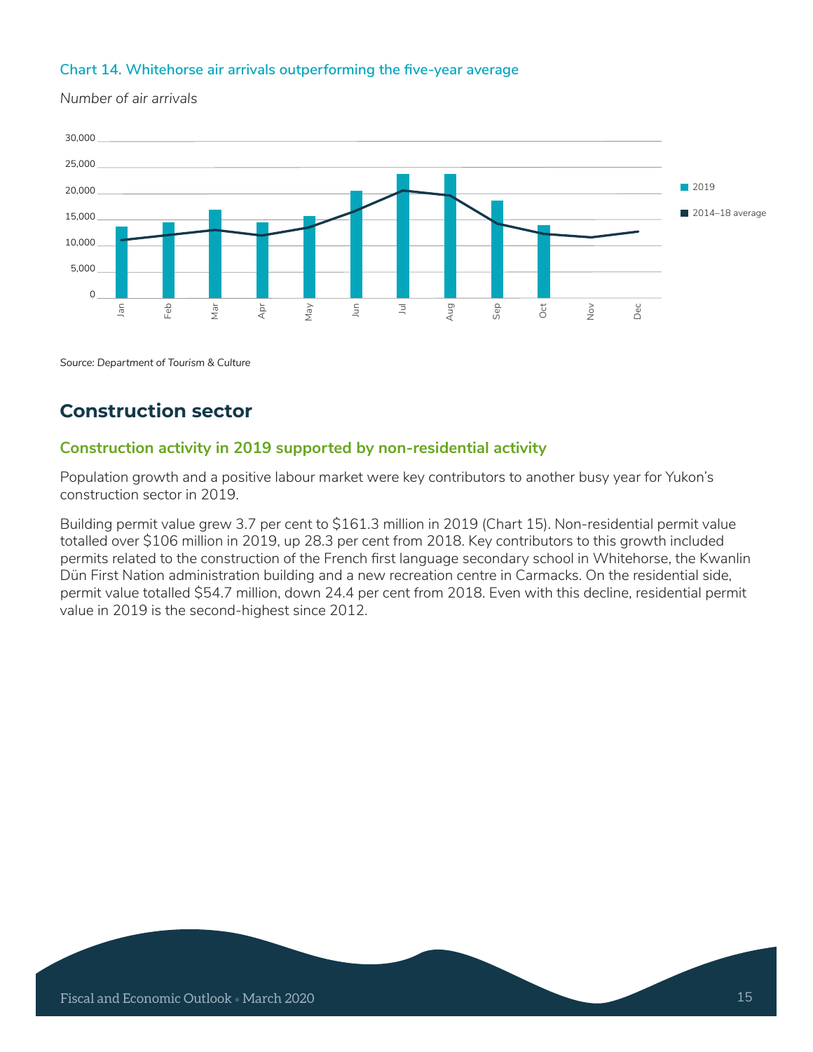**Chart 14. Whitehorse air arrivals outperforming the five-year average**

*Number of air arrivals*

Source: Department of Tourism & Culture

## Construction sector

### Construction activity in 2019 supported by non-residential activity

Population growth and a positive labour market were key contributors to another busy year for Yukon's construction sector in 2019.

Building permit value grew 3.7 per cent to $161.3 million in 2019 (Chart 15). Non-residential permit value totalled over $106 million in 2019, up 28.3 per cent from 2018. Key contributors to this growth included permits related to the construction of the French first language secondary school in Whitehorse, the Kwanlin Dün First Nation administration building and a new recreation centre in Carmacks. On the residential side, permit value totalled $54.7 million, down 24.4 per cent from 2018. Even with this decline, residential permit value in 2019 is the second-highest since 2012.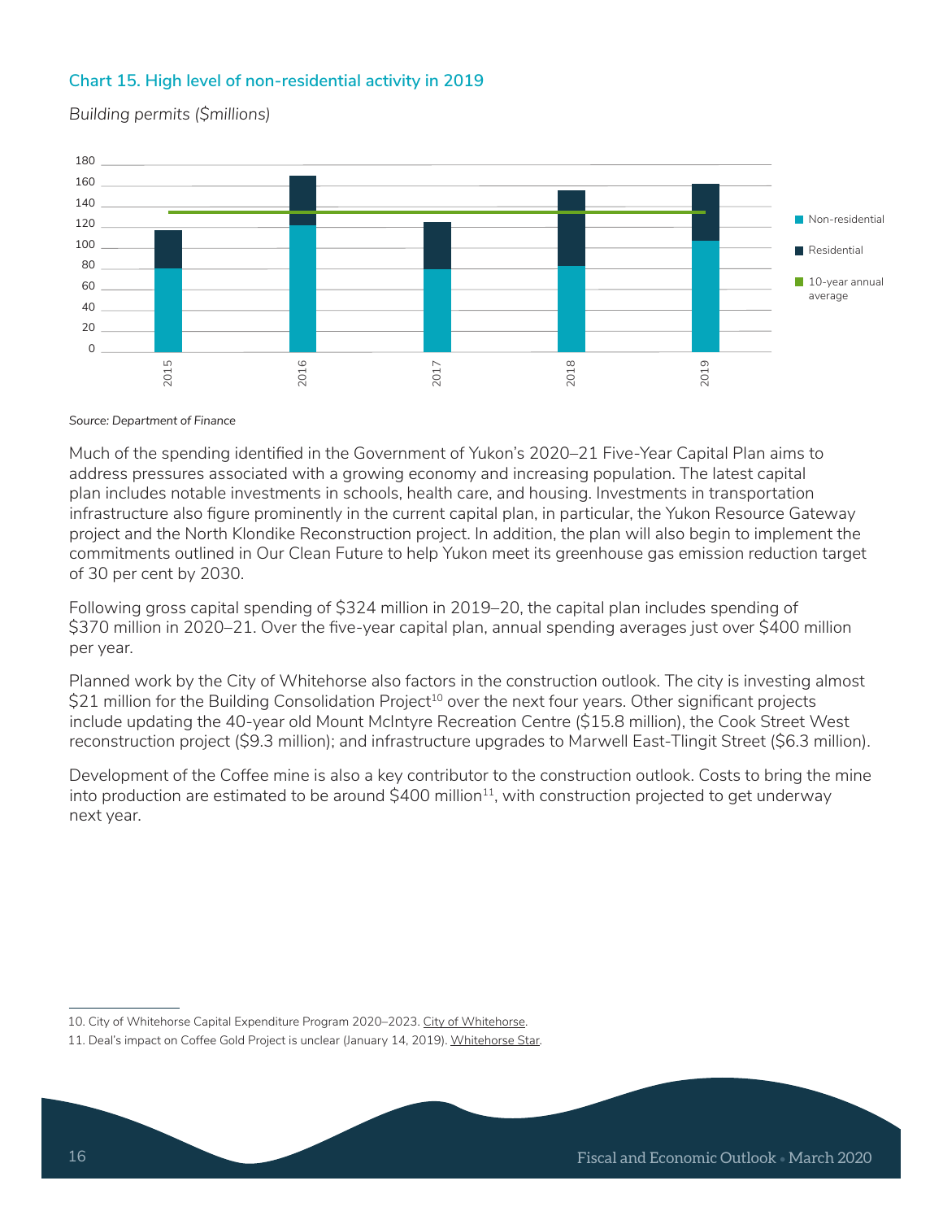### Chart 15. High level of non-residential activity in 2019

*Building permits ($millions)*

Source: Department of Finance

Much of the spending identified in the Government of Yukon's 2020–21 Five-Year Capital Plan aims to address pressures associated with a growing economy and increasing population. The latest capital plan includes notable investments in schools, health care, and housing. Investments in transportation infrastructure also figure prominently in the current capital plan, in particular, the Yukon Resource Gateway project and the North Klondike Reconstruction project. In addition, the plan will also begin to implement the commitments outlined in Our Clean Future to help Yukon meet its greenhouse gas emission reduction target of 30 per cent by 2030.

Following gross capital spending of $324 million in 2019–20, the capital plan includes spending of $370 million in 2020–21. Over the five-year capital plan, annual spending averages just over $400 million per year.

Planned work by the City of Whitehorse also factors in the construction outlook. The city is investing almost $21 million for the Building Consolidation Project[10] over the next four years. Other significant projects include updating the 40-year old Mount McIntyre Recreation Centre ($15.8 million), the Cook Street West reconstruction project ($9.3 million); and infrastructure upgrades to Marwell East-Tlingit Street ($6.3 million).

Development of the Coffee mine is also a key contributor to the construction outlook. Costs to bring the mine into production are estimated to be around $400 million[11], with construction projected to get underway next year.

10. City of Whitehorse Capital Expenditure Program 2020–2023. City of Whitehorse.

11. Deal's impact on Coffee Gold Project is unclear (January 14, 2019). Whitehorse Star.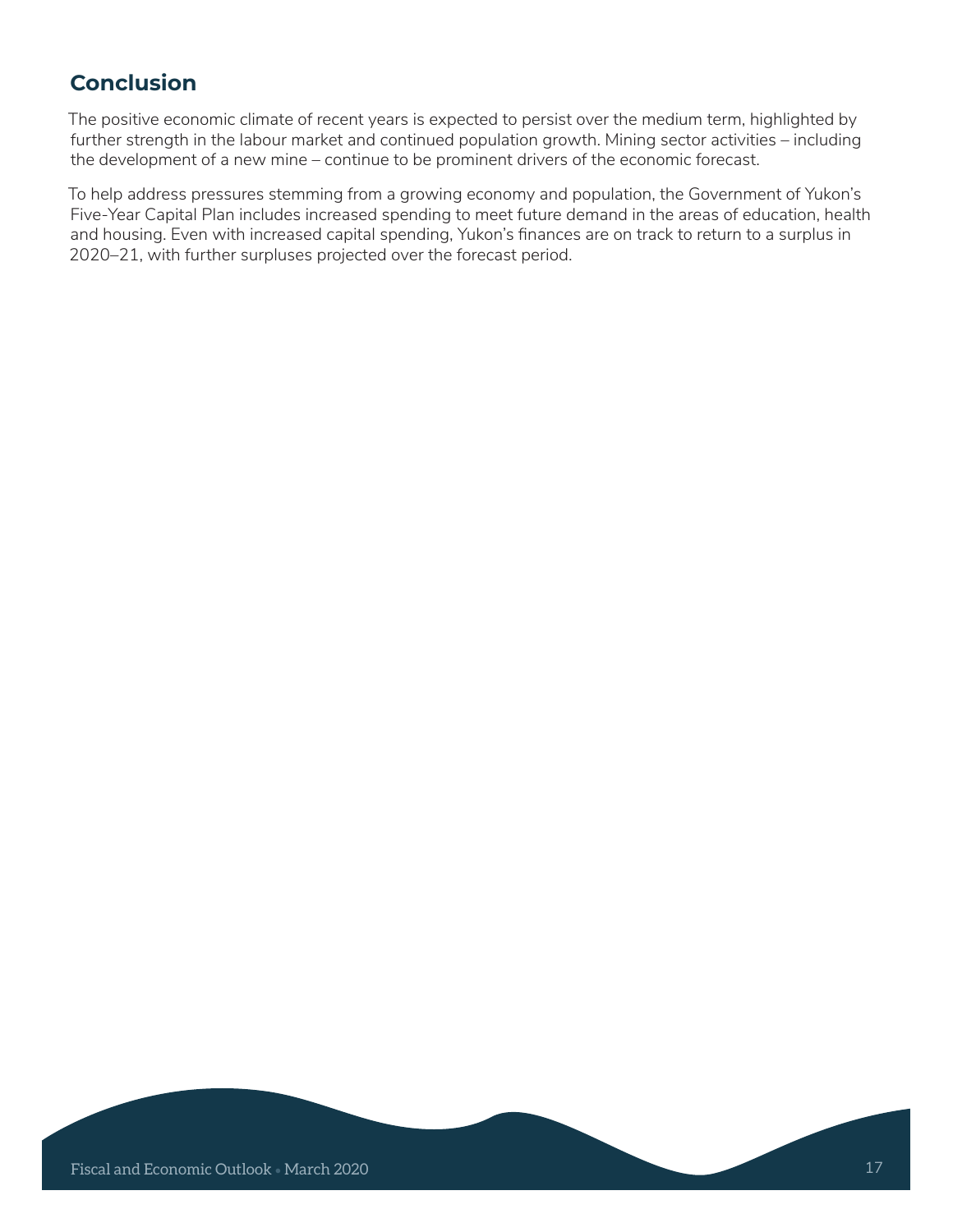## Conclusion

The positive economic climate of recent years is expected to persist over the medium term, highlighted by further strength in the labour market and continued population growth. Mining sector activities – including the development of a new mine – continue to be prominent drivers of the economic forecast.

To help address pressures stemming from a growing economy and population, the Government of Yukon's Five-Year Capital Plan includes increased spending to meet future demand in the areas of education, health and housing. Even with increased capital spending, Yukon's finances are on track to return to a surplus in 2020–21, with further surpluses projected over the forecast period.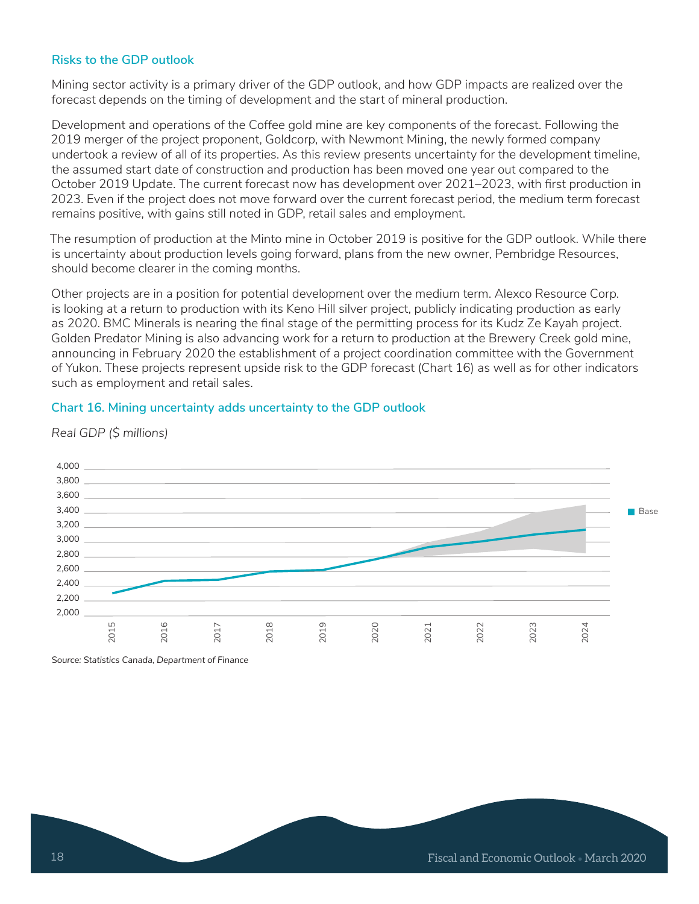### Risks to the GDP outlook

Mining sector activity is a primary driver of the GDP outlook, and how GDP impacts are realized over the forecast depends on the timing of development and the start of mineral production.

Development and operations of the Coffee gold mine are key components of the forecast. Following the 2019 merger of the project proponent, Goldcorp, with Newmont Mining, the newly formed company undertook a review of all of its properties. As this review presents uncertainty for the development timeline, the assumed start date of construction and production has been moved one year out compared to the October 2019 Update. The current forecast now has development over 2021–2023, with first production in 2023. Even if the project does not move forward over the current forecast period, the medium term forecast remains positive, with gains still noted in GDP, retail sales and employment.

The resumption of production at the Minto mine in October 2019 is positive for the GDP outlook. While there is uncertainty about production levels going forward, plans from the new owner, Pembridge Resources, should become clearer in the coming months.

Other projects are in a position for potential development over the medium term. Alexco Resource Corp. is looking at a return to production with its Keno Hill silver project, publicly indicating production as early as 2020. BMC Minerals is nearing the final stage of the permitting process for its Kudz Ze Kayah project. Golden Predator Mining is also advancing work for a return to production at the Brewery Creek gold mine, announcing in February 2020 the establishment of a project coordination committee with the Government of Yukon. These projects represent upside risk to the GDP forecast (Chart 16) as well as for other indicators such as employment and retail sales.

### Chart 16. Mining uncertainty adds uncertainty to the GDP outlook

*Real GDP ($ millions)*

Source: Statistics Canada, Department of Finance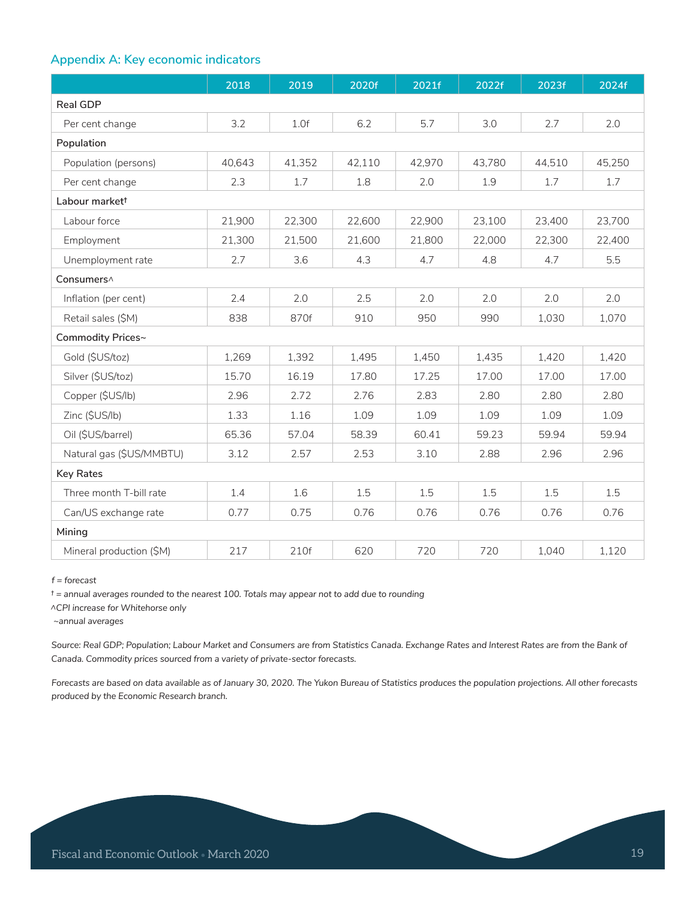## Appendix A: Key economic indicators

| | 2018 | 2019 | 2020f | 2021f | 2022f | 2023f | 2024f |
|---|---|---|---|---|---|---|---|
| **Real GDP** | | | | | | | |
| Per cent change | 3.2 | 1.0f | 6.2 | 5.7 | 3.0 | 2.7 | 2.0 |
| **Population** | | | | | | | |
| Population (persons) | 40,643 | 41,352 | 42,110 | 42,970 | 43,780 | 44,510 | 45,250 |
| Per cent change | 2.3 | 1.7 | 1.8 | 2.0 | 1.9 | 1.7 | 1.7 |
| **Labour market†** | | | | | | | |
| Labour force | 21,900 | 22,300 | 22,600 | 22,900 | 23,100 | 23,400 | 23,700 |
| Employment | 21,300 | 21,500 | 21,600 | 21,800 | 22,000 | 22,300 | 22,400 |
| Unemployment rate | 2.7 | 3.6 | 4.3 | 4.7 | 4.8 | 4.7 | 5.5 |
| **Consumers^** | | | | | | | |
| Inflation (per cent) | 2.4 | 2.0 | 2.5 | 2.0 | 2.0 | 2.0 | 2.0 |
| Retail sales ($M) | 838 | 870f | 910 | 950 | 990 | 1,030 | 1,070 |
| **Commodity Prices~** | | | | | | | |
| Gold ($US/toz) | 1,269 | 1,392 | 1,495 | 1,450 | 1,435 | 1,420 | 1,420 |
| Silver ($US/toz) | 15.70 | 16.19 | 17.80 | 17.25 | 17.00 | 17.00 | 17.00 |
| Copper ($US/lb) | 2.96 | 2.72 | 2.76 | 2.83 | 2.80 | 2.80 | 2.80 |
| Zinc ($US/lb) | 1.33 | 1.16 | 1.09 | 1.09 | 1.09 | 1.09 | 1.09 |
| Oil ($US/barrel) | 65.36 | 57.04 | 58.39 | 60.41 | 59.23 | 59.94 | 59.94 |
| Natural gas ($US/MMBTU) | 3.12 | 2.57 | 2.53 | 3.10 | 2.88 | 2.96 | 2.96 |
| **Key Rates** | | | | | | | |
| Three month T-bill rate | 1.4 | 1.6 | 1.5 | 1.5 | 1.5 | 1.5 | 1.5 |
| Can/US exchange rate | 0.77 | 0.75 | 0.76 | 0.76 | 0.76 | 0.76 | 0.76 |
| **Mining** | | | | | | | |
| Mineral production ($M) | 217 | 210f | 620 | 720 | 720 | 1,040 | 1,120 |

*f = forecast*

*† = annual averages rounded to the nearest 100. Totals may appear not to add due to rounding*

*^CPI increase for Whitehorse only*

*~annual averages*

*Source: Real GDP; Population; Labour Market and Consumers are from Statistics Canada. Exchange Rates and Interest Rates are from the Bank of Canada. Commodity prices sourced from a variety of private-sector forecasts.*

*Forecasts are based on data available as of January 30, 2020. The Yukon Bureau of Statistics produces the population projections. All other forecasts produced by the Economic Research branch.*